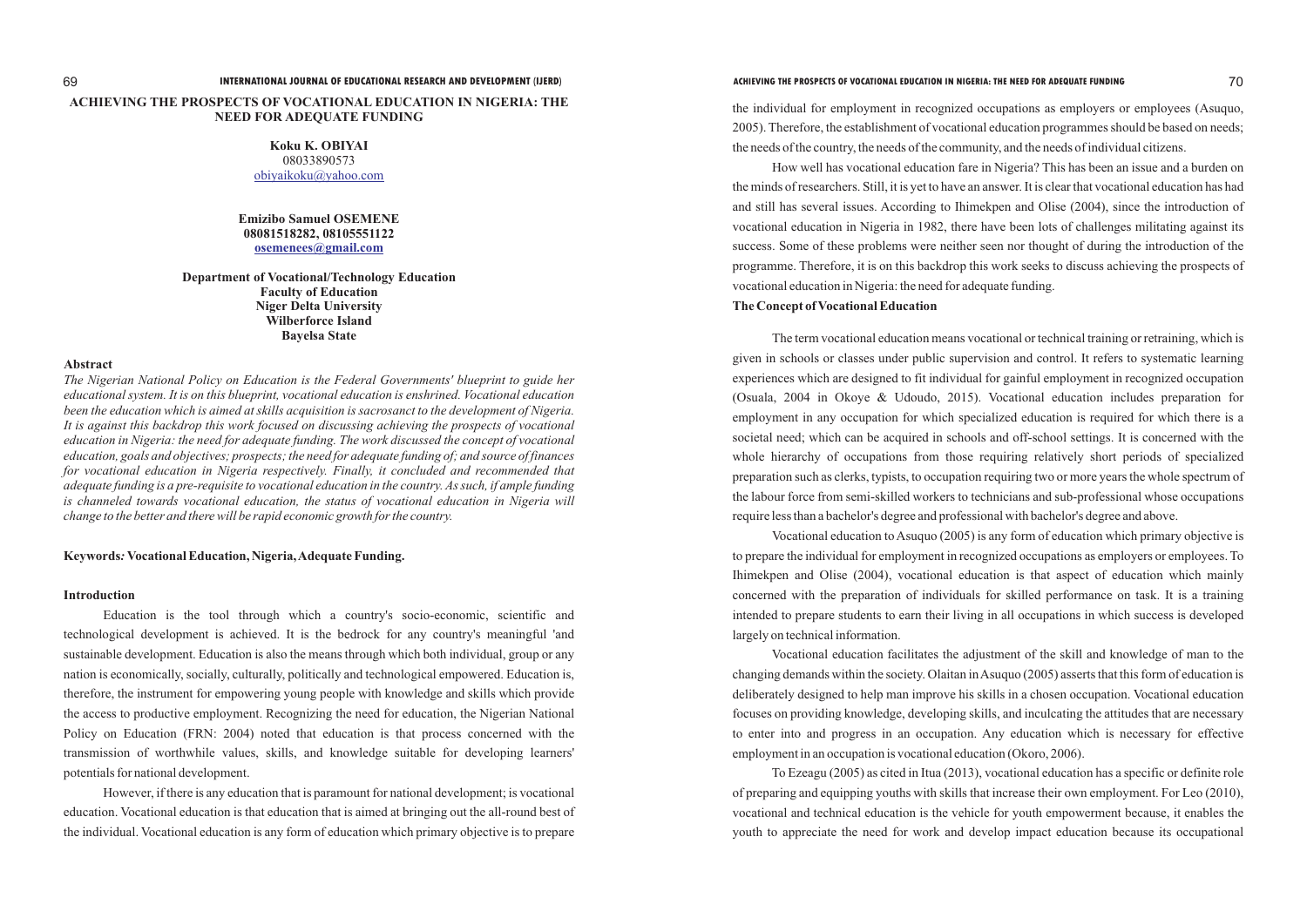# ACHIEVING THE PROSPECTS OF VOCATIONAL EDUCATION IN NIGERIA: THE NEED FOR ADEQUATE FUNDING

**Koku K. OBIYAI**
08033890573
obiyaikoku@yahoo.com

**Emizibo Samuel OSEMENE**
**08081518282, 08105551122**
**osemenees@gmail.com**

**Department of Vocational/Technology Education**
**Faculty of Education**
**Niger Delta University**
**Wilberforce Island**
**Bayelsa State**

## Abstract

*The Nigerian National Policy on Education is the Federal Governments' blueprint to guide her educational system. It is on this blueprint, vocational education is enshrined. Vocational education been the education which is aimed at skills acquisition is sacrosanct to the development of Nigeria. It is against this backdrop this work focused on discussing achieving the prospects of vocational education in Nigeria: the need for adequate funding. The work discussed the concept of vocational education, goals and objectives; prospects; the need for adequate funding of; and source of finances for vocational education in Nigeria respectively. Finally, it concluded and recommended that adequate funding is a pre-requisite to vocational education in the country. As such, if ample funding is channeled towards vocational education, the status of vocational education in Nigeria will change to the better and there will be rapid economic growth for the country.*

**Keywords: Vocational Education, Nigeria, Adequate Funding.**

## Introduction

Education is the tool through which a country's socio-economic, scientific and technological development is achieved. It is the bedrock for any country's meaningful 'and sustainable development. Education is also the means through which both individual, group or any nation is economically, socially, culturally, politically and technological empowered. Education is, therefore, the instrument for empowering young people with knowledge and skills which provide the access to productive employment. Recognizing the need for education, the Nigerian National Policy on Education (FRN: 2004) noted that education is that process concerned with the transmission of worthwhile values, skills, and knowledge suitable for developing learners' potentials for national development.

However, if there is any education that is paramount for national development; is vocational education. Vocational education is that education that is aimed at bringing out the all-round best of the individual. Vocational education is any form of education which primary objective is to prepare the individual for employment in recognized occupations as employers or employees (Asuquo, 2005). Therefore, the establishment of vocational education programmes should be based on needs; the needs of the country, the needs of the community, and the needs of individual citizens.

How well has vocational education fare in Nigeria? This has been an issue and a burden on the minds of researchers. Still, it is yet to have an answer. It is clear that vocational education has had and still has several issues. According to Ihimekpen and Olise (2004), since the introduction of vocational education in Nigeria in 1982, there have been lots of challenges militating against its success. Some of these problems were neither seen nor thought of during the introduction of the programme. Therefore, it is on this backdrop this work seeks to discuss achieving the prospects of vocational education in Nigeria: the need for adequate funding.

## The Concept of Vocational Education

The term vocational education means vocational or technical training or retraining, which is given in schools or classes under public supervision and control. It refers to systematic learning experiences which are designed to fit individual for gainful employment in recognized occupation (Osuala, 2004 in Okoye & Udoudo, 2015). Vocational education includes preparation for employment in any occupation for which specialized education is required for which there is a societal need; which can be acquired in schools and off-school settings. It is concerned with the whole hierarchy of occupations from those requiring relatively short periods of specialized preparation such as clerks, typists, to occupation requiring two or more years the whole spectrum of the labour force from semi-skilled workers to technicians and sub-professional whose occupations require less than a bachelor's degree and professional with bachelor's degree and above.

Vocational education to Asuquo (2005) is any form of education which primary objective is to prepare the individual for employment in recognized occupations as employers or employees. To Ihimekpen and Olise (2004), vocational education is that aspect of education which mainly concerned with the preparation of individuals for skilled performance on task. It is a training intended to prepare students to earn their living in all occupations in which success is developed largely on technical information.

Vocational education facilitates the adjustment of the skill and knowledge of man to the changing demands within the society. Olaitan in Asuquo (2005) asserts that this form of education is deliberately designed to help man improve his skills in a chosen occupation. Vocational education focuses on providing knowledge, developing skills, and inculcating the attitudes that are necessary to enter into and progress in an occupation. Any education which is necessary for effective employment in an occupation is vocational education (Okoro, 2006).

To Ezeagu (2005) as cited in Itua (2013), vocational education has a specific or definite role of preparing and equipping youths with skills that increase their own employment. For Leo (2010), vocational and technical education is the vehicle for youth empowerment because, it enables the youth to appreciate the need for work and develop impact education because its occupational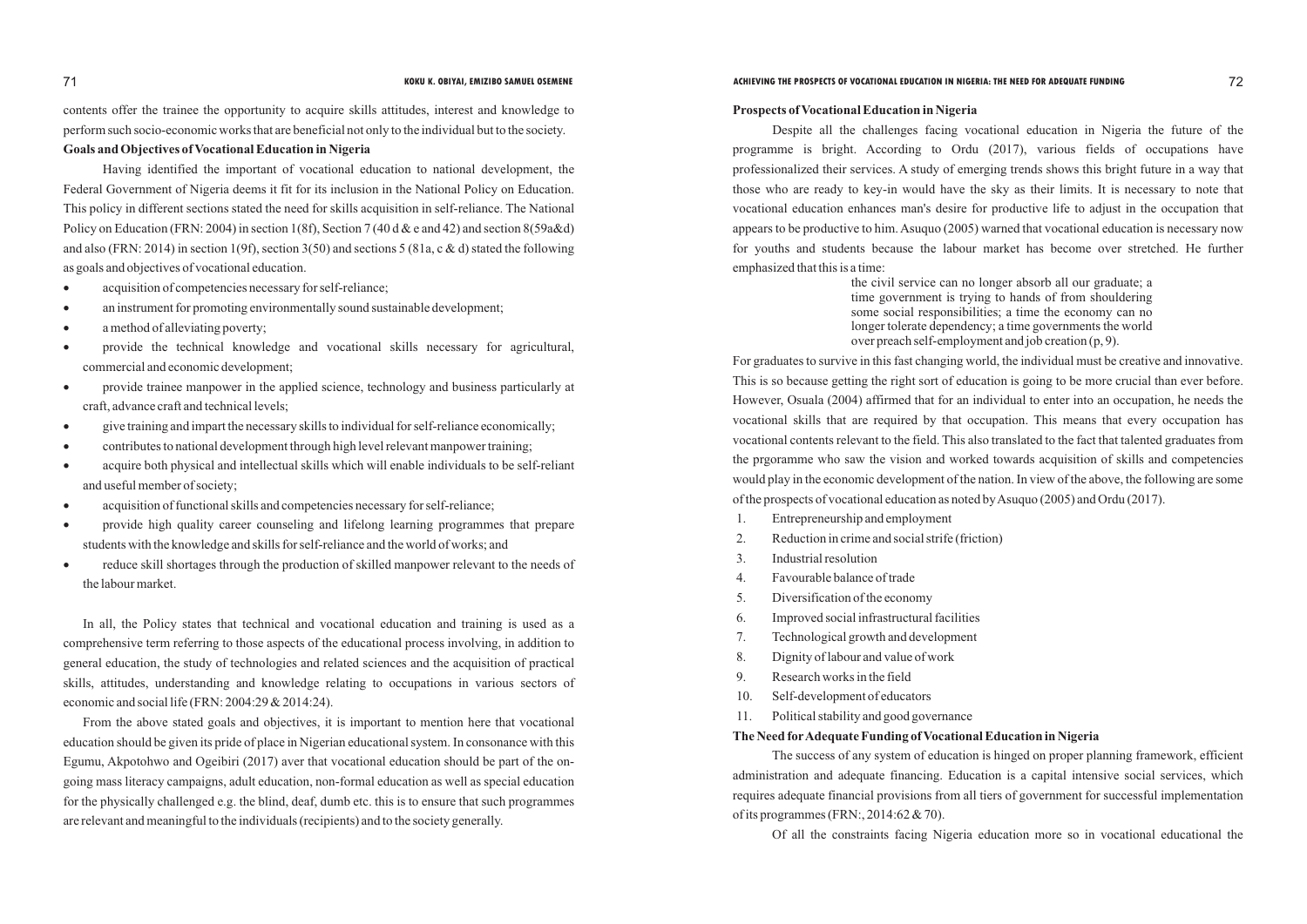contents offer the trainee the opportunity to acquire skills attitudes, interest and knowledge to perform such socio-economic works that are beneficial not only to the individual but to the society.

**Goals and Objectives of Vocational Education in Nigeria**

Having identified the important of vocational education to national development, the Federal Government of Nigeria deems it fit for its inclusion in the National Policy on Education. This policy in different sections stated the need for skills acquisition in self-reliance. The National Policy on Education (FRN: 2004) in section 1(8f), Section 7 (40 d & e and 42) and section 8(59a&d) and also (FRN: 2014) in section 1(9f), section 3(50) and sections 5 (81a, c & d) stated the following as goals and objectives of vocational education.

- acquisition of competencies necessary for self-reliance;
- an instrument for promoting environmentally sound sustainable development;
- a method of alleviating poverty;
- provide the technical knowledge and vocational skills necessary for agricultural, commercial and economic development;
- provide trainee manpower in the applied science, technology and business particularly at craft, advance craft and technical levels;
- give training and impart the necessary skills to individual for self-reliance economically;
- contributes to national development through high level relevant manpower training;
- acquire both physical and intellectual skills which will enable individuals to be self-reliant and useful member of society;
- acquisition of functional skills and competencies necessary for self-reliance;
- provide high quality career counseling and lifelong learning programmes that prepare students with the knowledge and skills for self-reliance and the world of works; and
- reduce skill shortages through the production of skilled manpower relevant to the needs of the labour market.

In all, the Policy states that technical and vocational education and training is used as a comprehensive term referring to those aspects of the educational process involving, in addition to general education, the study of technologies and related sciences and the acquisition of practical skills, attitudes, understanding and knowledge relating to occupations in various sectors of economic and social life (FRN: 2004:29 & 2014:24).

From the above stated goals and objectives, it is important to mention here that vocational education should be given its pride of place in Nigerian educational system. In consonance with this Egumu, Akpotohwo and Ogeibiri (2017) aver that vocational education should be part of the on-going mass literacy campaigns, adult education, non-formal education as well as special education for the physically challenged e.g. the blind, deaf, dumb etc. this is to ensure that such programmes are relevant and meaningful to the individuals (recipients) and to the society generally.

**Prospects of Vocational Education in Nigeria**

Despite all the challenges facing vocational education in Nigeria the future of the programme is bright. According to Ordu (2017), various fields of occupations have professionalized their services. A study of emerging trends shows this bright future in a way that those who are ready to key-in would have the sky as their limits. It is necessary to note that vocational education enhances man's desire for productive life to adjust in the occupation that appears to be productive to him. Asuquo (2005) warned that vocational education is necessary now for youths and students because the labour market has become over stretched. He further emphasized that this is a time:

> the civil service can no longer absorb all our graduate; a time government is trying to hands of from shouldering some social responsibilities; a time the economy can no longer tolerate dependency; a time governments the world over preach self-employment and job creation (p, 9).

For graduates to survive in this fast changing world, the individual must be creative and innovative. This is so because getting the right sort of education is going to be more crucial than ever before. However, Osuala (2004) affirmed that for an individual to enter into an occupation, he needs the vocational skills that are required by that occupation. This means that every occupation has vocational contents relevant to the field. This also translated to the fact that talented graduates from the prgoramme who saw the vision and worked towards acquisition of skills and competencies would play in the economic development of the nation. In view of the above, the following are some of the prospects of vocational education as noted by Asuquo (2005) and Ordu (2017).

1. Entrepreneurship and employment
2. Reduction in crime and social strife (friction)
3. Industrial resolution
4. Favourable balance of trade
5. Diversification of the economy
6. Improved social infrastructural facilities
7. Technological growth and development
8. Dignity of labour and value of work
9. Research works in the field
10. Self-development of educators
11. Political stability and good governance

**The Need for Adequate Funding of Vocational Education in Nigeria**

The success of any system of education is hinged on proper planning framework, efficient administration and adequate financing. Education is a capital intensive social services, which requires adequate financial provisions from all tiers of government for successful implementation of its programmes (FRN:, 2014:62 & 70).

Of all the constraints facing Nigeria education more so in vocational educational the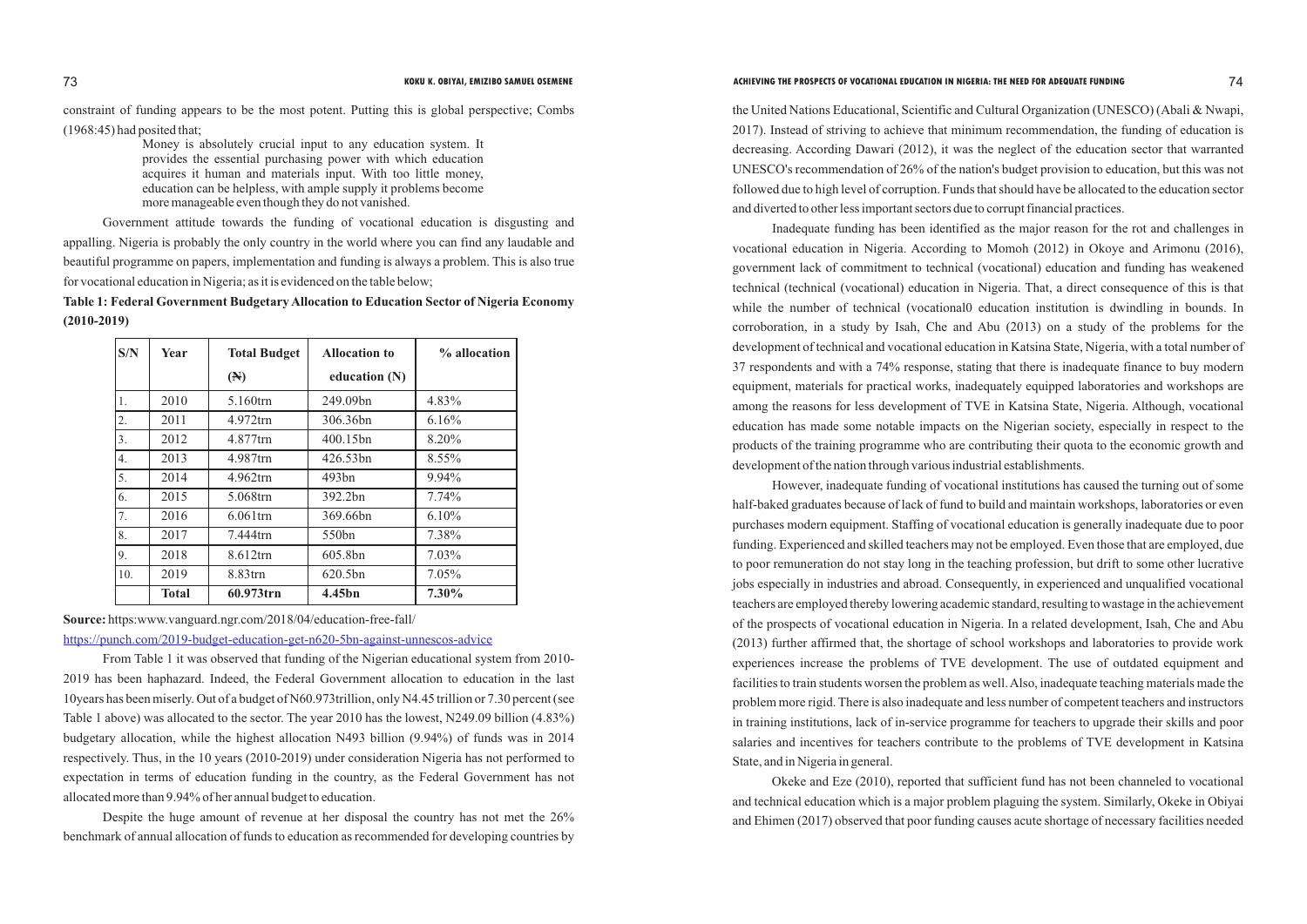constraint of funding appears to be the most potent. Putting this is global perspective; Combs (1968:45) had posited that;

> Money is absolutely crucial input to any education system. It provides the essential purchasing power with which education acquires it human and materials input. With too little money, education can be helpless, with ample supply it problems become more manageable even though they do not vanished.

Government attitude towards the funding of vocational education is disgusting and appalling. Nigeria is probably the only country in the world where you can find any laudable and beautiful programme on papers, implementation and funding is always a problem. This is also true for vocational education in Nigeria; as it is evidenced on the table below;

**Table 1: Federal Government Budgetary Allocation to Education Sector of Nigeria Economy (2010-2019)**

| S/N | Year | Total Budget (₦) | Allocation to education (N) | % allocation |
|---|---|---|---|---|
| 1. | 2010 | 5.160trn | 249.09bn | 4.83% |
| 2. | 2011 | 4.972trn | 306.36bn | 6.16% |
| 3. | 2012 | 4.877trn | 400.15bn | 8.20% |
| 4. | 2013 | 4.987trn | 426.53bn | 8.55% |
| 5. | 2014 | 4.962trn | 493bn | 9.94% |
| 6. | 2015 | 5.068trn | 392.2bn | 7.74% |
| 7. | 2016 | 6.061trn | 369.66bn | 6.10% |
| 8. | 2017 | 7.444trn | 550bn | 7.38% |
| 9. | 2018 | 8.612trn | 605.8bn | 7.03% |
| 10. | 2019 | 8.83trn | 620.5bn | 7.05% |
| | **Total** | **60.973trn** | **4.45bn** | **7.30%** |

**Source:** https:www.vanguard.ngr.com/2018/04/education-free-fall/
https://punch.com/2019-budget-education-get-n620-5bn-against-unnescos-advice

From Table 1 it was observed that funding of the Nigerian educational system from 2010-2019 has been haphazard. Indeed, the Federal Government allocation to education in the last 10years has been miserly. Out of a budget of N60.973trillion, only N4.45 trillion or 7.30 percent (see Table 1 above) was allocated to the sector. The year 2010 has the lowest, N249.09 billion (4.83%) budgetary allocation, while the highest allocation N493 billion (9.94%) of funds was in 2014 respectively. Thus, in the 10 years (2010-2019) under consideration Nigeria has not performed to expectation in terms of education funding in the country, as the Federal Government has not allocated more than 9.94% of her annual budget to education.

Despite the huge amount of revenue at her disposal the country has not met the 26% benchmark of annual allocation of funds to education as recommended for developing countries by the United Nations Educational, Scientific and Cultural Organization (UNESCO) (Abali & Nwapi, 2017). Instead of striving to achieve that minimum recommendation, the funding of education is decreasing. According Dawari (2012), it was the neglect of the education sector that warranted UNESCO's recommendation of 26% of the nation's budget provision to education, but this was not followed due to high level of corruption. Funds that should have be allocated to the education sector and diverted to other less important sectors due to corrupt financial practices.

Inadequate funding has been identified as the major reason for the rot and challenges in vocational education in Nigeria. According to Momoh (2012) in Okoye and Arimonu (2016), government lack of commitment to technical (vocational) education and funding has weakened technical (technical (vocational) education in Nigeria. That, a direct consequence of this is that while the number of technical (vocational0 education institution is dwindling in bounds. In corroboration, in a study by Isah, Che and Abu (2013) on a study of the problems for the development of technical and vocational education in Katsina State, Nigeria, with a total number of 37 respondents and with a 74% response, stating that there is inadequate finance to buy modern equipment, materials for practical works, inadequately equipped laboratories and workshops are among the reasons for less development of TVE in Katsina State, Nigeria. Although, vocational education has made some notable impacts on the Nigerian society, especially in respect to the products of the training programme who are contributing their quota to the economic growth and development of the nation through various industrial establishments.

However, inadequate funding of vocational institutions has caused the turning out of some half-baked graduates because of lack of fund to build and maintain workshops, laboratories or even purchases modern equipment. Staffing of vocational education is generally inadequate due to poor funding. Experienced and skilled teachers may not be employed. Even those that are employed, due to poor remuneration do not stay long in the teaching profession, but drift to some other lucrative jobs especially in industries and abroad. Consequently, in experienced and unqualified vocational teachers are employed thereby lowering academic standard, resulting to wastage in the achievement of the prospects of vocational education in Nigeria. In a related development, Isah, Che and Abu (2013) further affirmed that, the shortage of school workshops and laboratories to provide work experiences increase the problems of TVE development. The use of outdated equipment and facilities to train students worsen the problem as well. Also, inadequate teaching materials made the problem more rigid. There is also inadequate and less number of competent teachers and instructors in training institutions, lack of in-service programme for teachers to upgrade their skills and poor salaries and incentives for teachers contribute to the problems of TVE development in Katsina State, and in Nigeria in general.

Okeke and Eze (2010), reported that sufficient fund has not been channeled to vocational and technical education which is a major problem plaguing the system. Similarly, Okeke in Obiyai and Ehimen (2017) observed that poor funding causes acute shortage of necessary facilities needed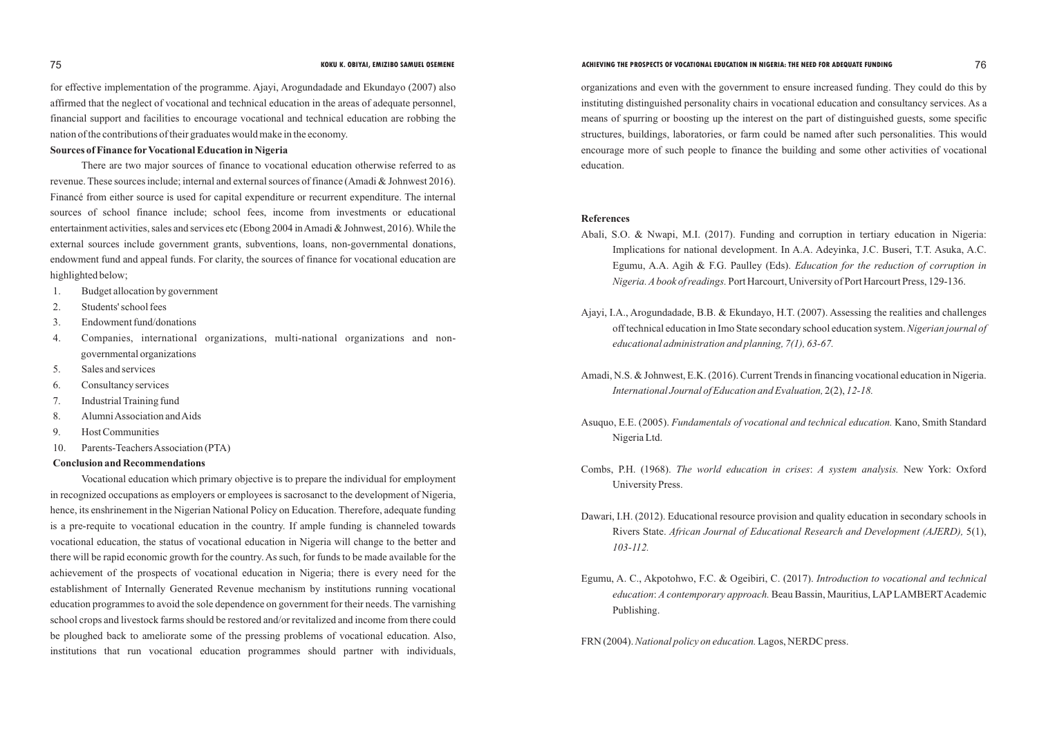for effective implementation of the programme. Ajayi, Arogundadade and Ekundayo (2007) also affirmed that the neglect of vocational and technical education in the areas of adequate personnel, financial support and facilities to encourage vocational and technical education are robbing the nation of the contributions of their graduates would make in the economy.

**Sources of Finance for Vocational Education in Nigeria**

There are two major sources of finance to vocational education otherwise referred to as revenue. These sources include; internal and external sources of finance (Amadi & Johnwest 2016). Financé from either source is used for capital expenditure or recurrent expenditure. The internal sources of school finance include; school fees, income from investments or educational entertainment activities, sales and services etc (Ebong 2004 in Amadi & Johnwest, 2016). While the external sources include government grants, subventions, loans, non-governmental donations, endowment fund and appeal funds. For clarity, the sources of finance for vocational education are highlighted below;

1. Budget allocation by government
2. Students' school fees
3. Endowment fund/donations
4. Companies, international organizations, multi-national organizations and non-governmental organizations
5. Sales and services
6. Consultancy services
7. Industrial Training fund
8. Alumni Association and Aids
9. Host Communities
10. Parents-Teachers Association (PTA)

**Conclusion and Recommendations**

Vocational education which primary objective is to prepare the individual for employment in recognized occupations as employers or employees is sacrosanct to the development of Nigeria, hence, its enshrinement in the Nigerian National Policy on Education. Therefore, adequate funding is a pre-requite to vocational education in the country. If ample funding is channeled towards vocational education, the status of vocational education in Nigeria will change to the better and there will be rapid economic growth for the country. As such, for funds to be made available for the achievement of the prospects of vocational education in Nigeria; there is every need for the establishment of Internally Generated Revenue mechanism by institutions running vocational education programmes to avoid the sole dependence on government for their needs. The varnishing school crops and livestock farms should be restored and/or revitalized and income from there could be ploughed back to ameliorate some of the pressing problems of vocational education. Also, institutions that run vocational education programmes should partner with individuals, organizations and even with the government to ensure increased funding. They could do this by instituting distinguished personality chairs in vocational education and consultancy services. As a means of spurring or boosting up the interest on the part of distinguished guests, some specific structures, buildings, laboratories, or farm could be named after such personalities. This would encourage more of such people to finance the building and some other activities of vocational education.

**References**

Abali, S.O. & Nwapi, M.I. (2017). Funding and corruption in tertiary education in Nigeria: Implications for national development. In A.A. Adeyinka, J.C. Buseri, T.T. Asuka, A.C. Egumu, A.A. Agih & F.G. Paulley (Eds). *Education for the reduction of corruption in Nigeria. A book of readings.* Port Harcourt, University of Port Harcourt Press, 129-136.

Ajayi, I.A., Arogundadade, B.B. & Ekundayo, H.T. (2007). Assessing the realities and challenges off technical education in Imo State secondary school education system. *Nigerian journal of educational administration and planning, 7(1), 63-67.*

Amadi, N.S. & Johnwest, E.K. (2016). Current Trends in financing vocational education in Nigeria. *International Journal of Education and Evaluation,* 2(2), *12-18.*

Asuquo, E.E. (2005). *Fundamentals of vocational and technical education.* Kano, Smith Standard Nigeria Ltd.

Combs, P.H. (1968). *The world education in crises*: *A system analysis.* New York: Oxford University Press.

Dawari, I.H. (2012). Educational resource provision and quality education in secondary schools in Rivers State. *African Journal of Educational Research and Development (AJERD),* 5(1), *103-112.*

Egumu, A. C., Akpotohwo, F.C. & Ogeibiri, C. (2017). *Introduction to vocational and technical education*: *A contemporary approach.* Beau Bassin, Mauritius, LAP LAMBERT Academic Publishing.

FRN (2004). *National policy on education.* Lagos, NERDC press.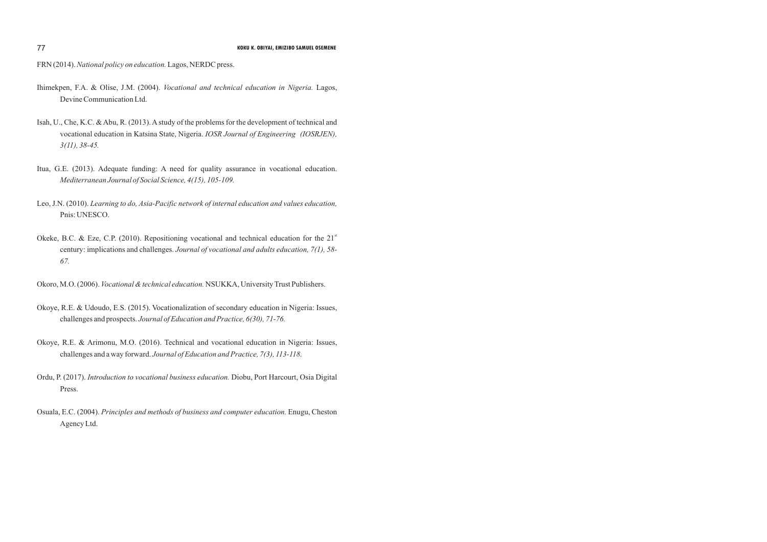FRN (2014). *National policy on education.* Lagos, NERDC press.

Ihimekpen, F.A. & Olise, J.M. (2004). *Vocational and technical education in Nigeria.* Lagos, Devine Communication Ltd.

Isah, U., Che, K.C. & Abu, R. (2013). A study of the problems for the development of technical and vocational education in Katsina State, Nigeria. *IOSR Journal of Engineering (IOSRJEN), 3(11), 38-45.*

Itua, G.E. (2013). Adequate funding: A need for quality assurance in vocational education. *Mediterranean Journal of Social Science, 4(15), 105-109.*

Leo, J.N. (2010). *Learning to do, Asia-Pacific network of internal education and values education,* Pnis: UNESCO.

Okeke, B.C. & Eze, C.P. (2010). Repositioning vocational and technical education for the 21st century: implications and challenges. *Journal of vocational and adults education, 7(1), 58-67.*

Okoro, M.O. (2006). *Vocational & technical education.* NSUKKA, University Trust Publishers.

Okoye, R.E. & Udoudo, E.S. (2015). Vocationalization of secondary education in Nigeria: Issues, challenges and prospects. *Journal of Education and Practice, 6(30), 71-76.*

Okoye, R.E. & Arimonu, M.O. (2016). Technical and vocational education in Nigeria: Issues, challenges and a way forward. *Journal of Education and Practice, 7(3), 113-118.*

Ordu, P. (2017). *Introduction to vocational business education.* Diobu, Port Harcourt, Osia Digital Press.

Osuala, E.C. (2004). *Principles and methods of business and computer education.* Enugu, Cheston Agency Ltd.